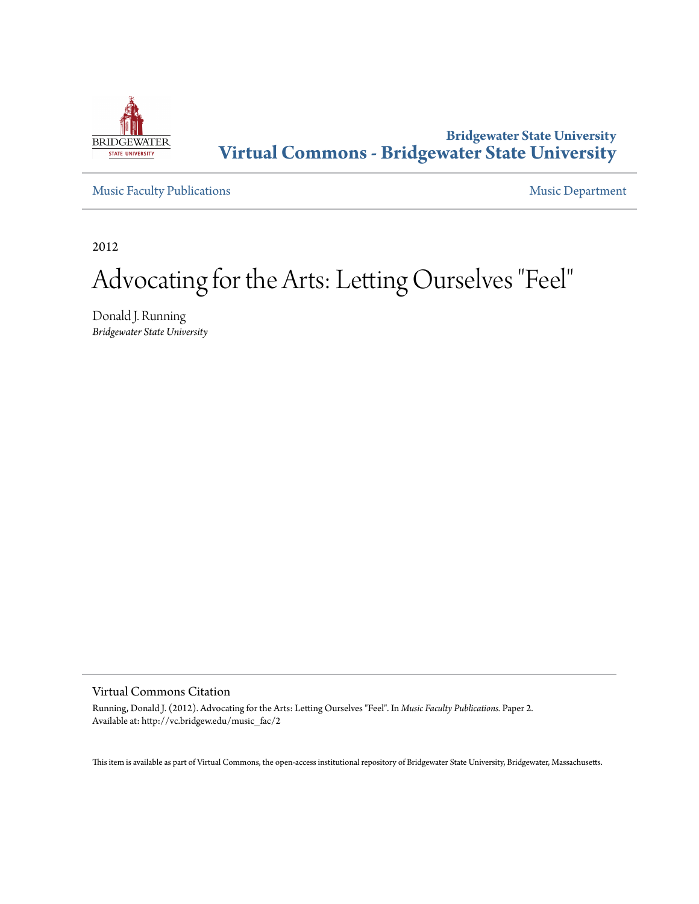Bridgewater State University
**Virtual Commons - Bridgewater State University**

Music Faculty Publications

Music Department

2012

# Advocating for the Arts: Letting Ourselves "Feel"

Donald J. Running
*Bridgewater State University*

## Virtual Commons Citation

Running, Donald J. (2012). Advocating for the Arts: Letting Ourselves "Feel". In *Music Faculty Publications.* Paper 2.
Available at: http://vc.bridgew.edu/music_fac/2

This item is available as part of Virtual Commons, the open-access institutional repository of Bridgewater State University, Bridgewater, Massachusetts.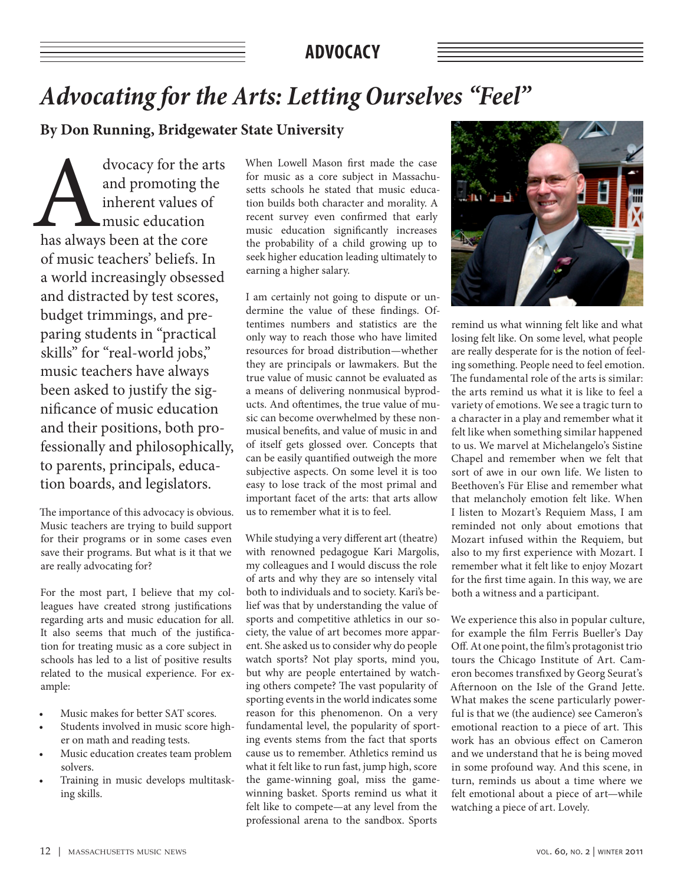## ADVOCACY

# *Advocating for the Arts: Letting Ourselves "Feel"*

**By Don Running, Bridgewater State University**

Advocacy for the arts and promoting the inherent values of music education has always been at the core of music teachers' beliefs. In a world increasingly obsessed and distracted by test scores, budget trimmings, and preparing students in "practical skills" for "real-world jobs," music teachers have always been asked to justify the significance of music education and their positions, both professionally and philosophically, to parents, principals, education boards, and legislators.

The importance of this advocacy is obvious. Music teachers are trying to build support for their programs or in some cases even save their programs. But what is it that we are really advocating for?

For the most part, I believe that my colleagues have created strong justifications regarding arts and music education for all. It also seems that much of the justification for treating music as a core subject in schools has led to a list of positive results related to the musical experience. For example:

- Music makes for better SAT scores.
- Students involved in music score higher on math and reading tests.
- Music education creates team problem solvers.
- Training in music develops multitasking skills.

When Lowell Mason first made the case for music as a core subject in Massachusetts schools he stated that music education builds both character and morality. A recent survey even confirmed that early music education significantly increases the probability of a child growing up to seek higher education leading ultimately to earning a higher salary.

I am certainly not going to dispute or undermine the value of these findings. Oftentimes numbers and statistics are the only way to reach those who have limited resources for broad distribution—whether they are principals or lawmakers. But the true value of music cannot be evaluated as a means of delivering nonmusical byproducts. And oftentimes, the true value of music can become overwhelmed by these nonmusical benefits, and value of music in and of itself gets glossed over. Concepts that can be easily quantified outweigh the more subjective aspects. On some level it is too easy to lose track of the most primal and important facet of the arts: that arts allow us to remember what it is to feel.

While studying a very different art (theatre) with renowned pedagogue Kari Margolis, my colleagues and I would discuss the role of arts and why they are so intensely vital both to individuals and to society. Kari's belief was that by understanding the value of sports and competitive athletics in our society, the value of art becomes more apparent. She asked us to consider why do people watch sports? Not play sports, mind you, but why are people entertained by watching others compete? The vast popularity of sporting events in the world indicates some reason for this phenomenon. On a very fundamental level, the popularity of sporting events stems from the fact that sports cause us to remember. Athletics remind us what it felt like to run fast, jump high, score the game-winning goal, miss the game-winning basket. Sports remind us what it felt like to compete—at any level from the professional arena to the sandbox. Sports remind us what winning felt like and what losing felt like. On some level, what people are really desperate for is the notion of feeling something. People need to feel emotion. The fundamental role of the arts is similar: the arts remind us what it is like to feel a variety of emotions. We see a tragic turn to a character in a play and remember what it felt like when something similar happened to us. We marvel at Michelangelo's Sistine Chapel and remember when we felt that sort of awe in our own life. We listen to Beethoven's Für Elise and remember what that melancholy emotion felt like. When I listen to Mozart's Requiem Mass, I am reminded not only about emotions that Mozart infused within the Requiem, but also to my first experience with Mozart. I remember what it felt like to enjoy Mozart for the first time again. In this way, we are both a witness and a participant.

We experience this also in popular culture, for example the film Ferris Bueller's Day Off. At one point, the film's protagonist trio tours the Chicago Institute of Art. Cameron becomes transfixed by Georg Seurat's Afternoon on the Isle of the Grand Jette. What makes the scene particularly powerful is that we (the audience) see Cameron's emotional reaction to a piece of art. This work has an obvious effect on Cameron and we understand that he is being moved in some profound way. And this scene, in turn, reminds us about a time where we felt emotional about a piece of art—while watching a piece of art. Lovely.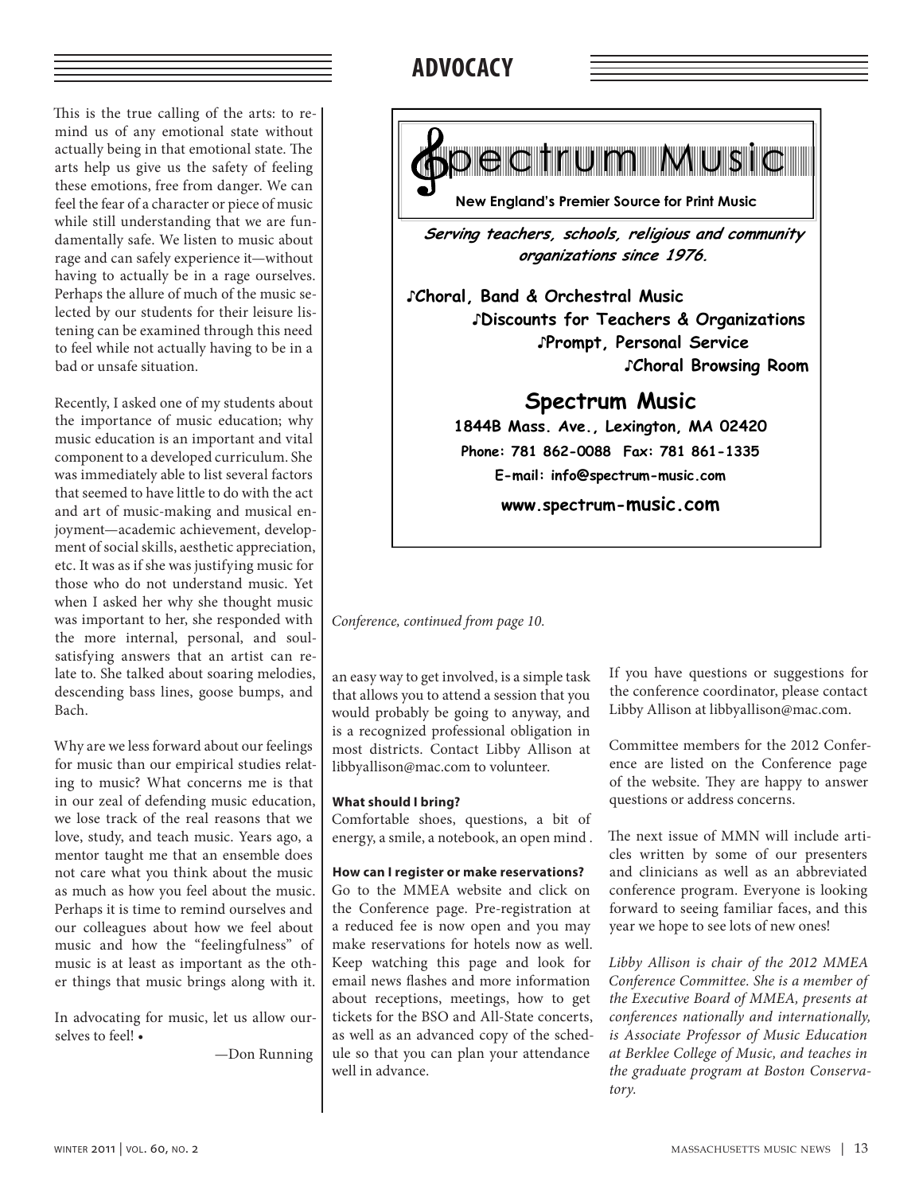## ADVOCACY

This is the true calling of the arts: to remind us of any emotional state without actually being in that emotional state. The arts help us give us the safety of feeling these emotions, free from danger. We can feel the fear of a character or piece of music while still understanding that we are fundamentally safe. We listen to music about rage and can safely experience it—without having to actually be in a rage ourselves. Perhaps the allure of much of the music selected by our students for their leisure listening can be examined through this need to feel while not actually having to be in a bad or unsafe situation.

Recently, I asked one of my students about the importance of music education; why music education is an important and vital component to a developed curriculum. She was immediately able to list several factors that seemed to have little to do with the act and art of music-making and musical enjoyment—academic achievement, development of social skills, aesthetic appreciation, etc. It was as if she was justifying music for those who do not understand music. Yet when I asked her why she thought music was important to her, she responded with the more internal, personal, and soul-satisfying answers that an artist can relate to. She talked about soaring melodies, descending bass lines, goose bumps, and Bach.

Why are we less forward about our feelings for music than our empirical studies relating to music? What concerns me is that in our zeal of defending music education, we lose track of the real reasons that we love, study, and teach music. Years ago, a mentor taught me that an ensemble does not care what you think about the music as much as how you feel about the music. Perhaps it is time to remind ourselves and our colleagues about how we feel about music and how the "feelingfulness" of music is at least as important as the other things that music brings along with it.

In advocating for music, let us allow ourselves to feel! •

—Don Running

**Spectrum Music**

**New England's Premier Source for Print Music**

***Serving teachers, schools, religious and community organizations since 1976.***

- **Choral, Band & Orchestral Music**
- **Discounts for Teachers & Organizations**
- **Prompt, Personal Service**
- **Choral Browsing Room**

**Spectrum Music**

**1844B Mass. Ave., Lexington, MA 02420**

**Phone: 781 862-0088 Fax: 781 861-1335**

**E-mail: info@spectrum-music.com**

**www.spectrum-music.com**

*Conference, continued from page 10.*

an easy way to get involved, is a simple task that allows you to attend a session that you would probably be going to anyway, and is a recognized professional obligation in most districts. Contact Libby Allison at libbyallison@mac.com to volunteer.

**What should I bring?**

Comfortable shoes, questions, a bit of energy, a smile, a notebook, an open mind .

**How can I register or make reservations?**

Go to the MMEA website and click on the Conference page. Pre-registration at a reduced fee is now open and you may make reservations for hotels now as well. Keep watching this page and look for email news flashes and more information about receptions, meetings, how to get tickets for the BSO and All-State concerts, as well as an advanced copy of the schedule so that you can plan your attendance well in advance.

If you have questions or suggestions for the conference coordinator, please contact Libby Allison at libbyallison@mac.com.

Committee members for the 2012 Conference are listed on the Conference page of the website. They are happy to answer questions or address concerns.

The next issue of MMN will include articles written by some of our presenters and clinicians as well as an abbreviated conference program. Everyone is looking forward to seeing familiar faces, and this year we hope to see lots of new ones!

*Libby Allison is chair of the 2012 MMEA Conference Committee. She is a member of the Executive Board of MMEA, presents at conferences nationally and internationally, is Associate Professor of Music Education at Berklee College of Music, and teaches in the graduate program at Boston Conservatory.*